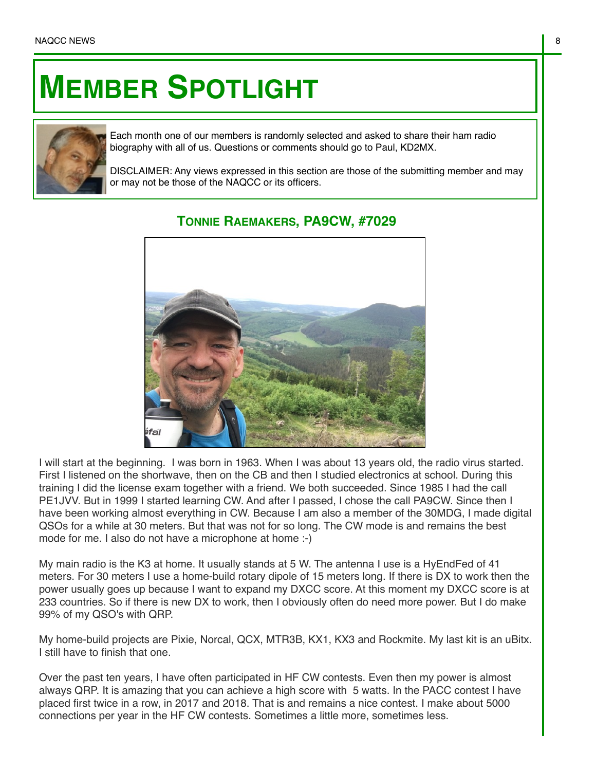# MEMBER SPOTLIGHT

Each month one of our members is randomly selected and asked to share their ham radio biography with all of us. Questions or comments should go to Paul, KD2MX.

DISCLAIMER: Any views expressed in this section are those of the submitting member and may or may not be those of the NAQCC or its officers.

## TONNIE RAEMAKERS, PA9CW, #7029

I will start at the beginning. I was born in 1963. When I was about 13 years old, the radio virus started. First I listened on the shortwave, then on the CB and then I studied electronics at school. During this training I did the license exam together with a friend. We both succeeded. Since 1985 I had the call PE1JVV. But in 1999 I started learning CW. And after I passed, I chose the call PA9CW. Since then I have been working almost everything in CW. Because I am also a member of the 30MDG, I made digital QSOs for a while at 30 meters. But that was not for so long. The CW mode is and remains the best mode for me. I also do not have a microphone at home :-)

My main radio is the K3 at home. It usually stands at 5 W. The antenna I use is a HyEndFed of 41 meters. For 30 meters I use a home-build rotary dipole of 15 meters long. If there is DX to work then the power usually goes up because I want to expand my DXCC score. At this moment my DXCC score is at 233 countries. So if there is new DX to work, then I obviously often do need more power. But I do make 99% of my QSO's with QRP.

My home-build projects are Pixie, Norcal, QCX, MTR3B, KX1, KX3 and Rockmite. My last kit is an uBitx. I still have to finish that one.

Over the past ten years, I have often participated in HF CW contests. Even then my power is almost always QRP. It is amazing that you can achieve a high score with 5 watts. In the PACC contest I have placed first twice in a row, in 2017 and 2018. That is and remains a nice contest. I make about 5000 connections per year in the HF CW contests. Sometimes a little more, sometimes less.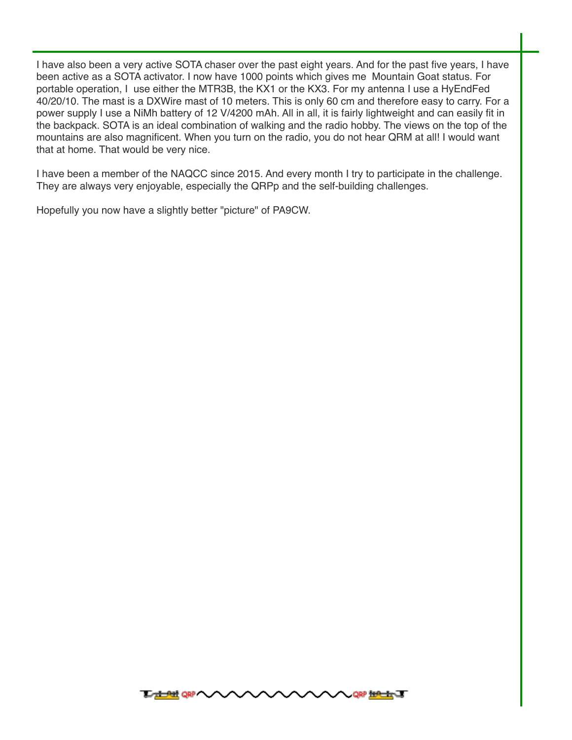I have also been a very active SOTA chaser over the past eight years. And for the past five years, I have been active as a SOTA activator. I now have 1000 points which gives me  Mountain Goat status. For portable operation, I  use either the MTR3B, the KX1 or the KX3. For my antenna I use a HyEndFed 40/20/10. The mast is a DXWire mast of 10 meters. This is only 60 cm and therefore easy to carry. For a power supply I use a NiMh battery of 12 V/4200 mAh. All in all, it is fairly lightweight and can easily fit in the backpack. SOTA is an ideal combination of walking and the radio hobby. The views on the top of the mountains are also magnificent. When you turn on the radio, you do not hear QRM at all! I would want that at home. That would be very nice.

I have been a member of the NAQCC since 2015. And every month I try to participate in the challenge. They are always very enjoyable, especially the QRPp and the self-building challenges.

Hopefully you now have a slightly better "picture" of PA9CW.